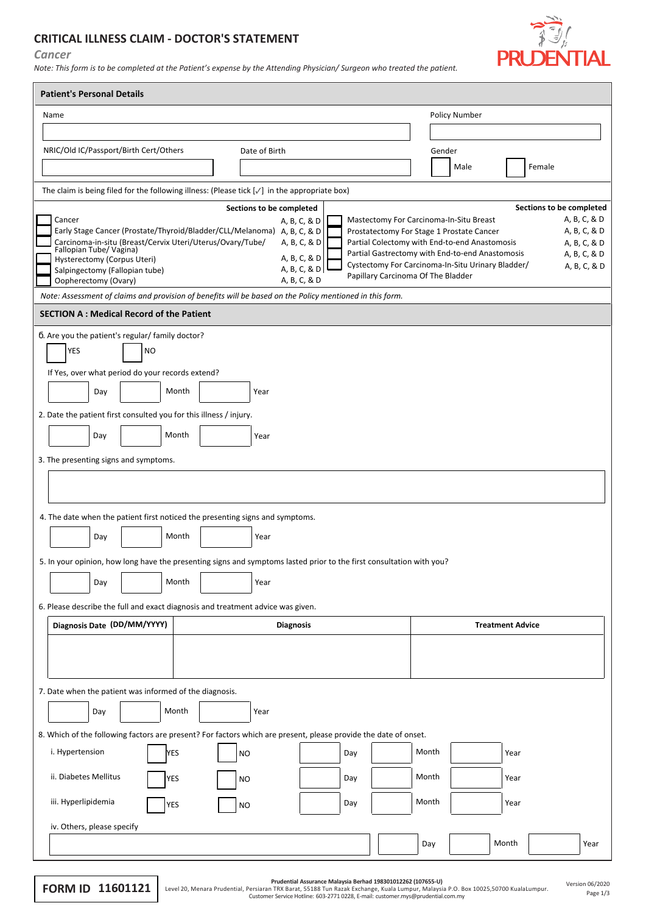# CRITICAL ILLNESS CLAIM - DOCTOR'S STATEMENT

*Cancer*

*Note: This form is to be completed at the Patient's expense by the Attending Physician/ Surgeon who treated the patient.*

PRUDENTIAL

## Patient's Personal Details

Name

Policy Number

NRIC/Old IC/Passport/Birth Cert/Others

Date of Birth

Gender

☐ Male ☐ Female

The claim is being filed for the following illness: (Please tick [✓] in the appropriate box)

| | Sections to be completed | | Sections to be completed |
|---|---|---|---|
| ☐ Cancer | A, B, C, & D | ☐ Mastectomy For Carcinoma-In-Situ Breast | A, B, C, & D |
| ☐ Early Stage Cancer (Prostate/Thyroid/Bladder/CLL/Melanoma) | A, B, C, & D | ☐ Prostatectomy For Stage 1 Prostate Cancer | A, B, C, & D |
| ☐ Carcinoma-in-situ (Breast/Cervix Uteri/Uterus/Ovary/Tube/ Fallopian Tube/ Vagina) | A, B, C, & D | ☐ Partial Colectomy with End-to-end Anastomosis | A, B, C, & D |
| ☐ Hysterectomy (Corpus Uteri) | A, B, C, & D | ☐ Partial Gastrectomy with End-to-end Anastomosis | A, B, C, & D |
| ☐ Salpingectomy (Fallopian tube) | A, B, C, & D | ☐ Cystectomy For Carcinoma-In-Situ Urinary Bladder/ Papillary Carcinoma Of The Bladder | A, B, C, & D |
| ☐ Oopherectomy (Ovary) | A, B, C, & D | | |

*Note: Assessment of claims and provision of benefits will be based on the Policy mentioned in this form.*

## SECTION A : Medical Record of the Patient

1. Are you the patient's regular/ family doctor?

   ☐ YES ☐ NO

   If Yes, over what period do your records extend?

   Day ____ Month ____ Year ____

2. Date the patient first consulted you for this illness / injury.

   Day ____ Month ____ Year ____

3. The presenting signs and symptoms.

4. The date when the patient first noticed the presenting signs and symptoms.

   Day ____ Month ____ Year ____

5. In your opinion, how long have the presenting signs and symptoms lasted prior to the first consultation with you?

   Day ____ Month ____ Year ____

6. Please describe the full and exact diagnosis and treatment advice was given.

| Diagnosis Date (DD/MM/YYYY) | Diagnosis | Treatment Advice |
|---|---|---|
| | | |

7. Date when the patient was informed of the diagnosis.

   Day ____ Month ____ Year ____

8. Which of the following factors are present? For factors which are present, please provide the date of onset.

| | | | | | |
|---|---|---|---|---|---|
| i. Hypertension | ☐ YES | ☐ NO | Day | Month | Year |
| ii. Diabetes Mellitus | ☐ YES | ☐ NO | Day | Month | Year |
| iii. Hyperlipidemia | ☐ YES | ☐ NO | Day | Month | Year |

   iv. Others, please specify ____ Day ____ Month ____ Year ____

FORM ID 11601121

Prudential Assurance Malaysia Berhad 198301012262 (107655-U)
Level 20, Menara Prudential, Persiaran TRX Barat, 55188 Tun Razak Exchange, Kuala Lumpur, Malaysia P.O. Box 10025,50700 KualaLumpur.
Customer Service Hotline: 603-2771 0228, E-mail: customer.mys@prudential.com.my

Version 06/2020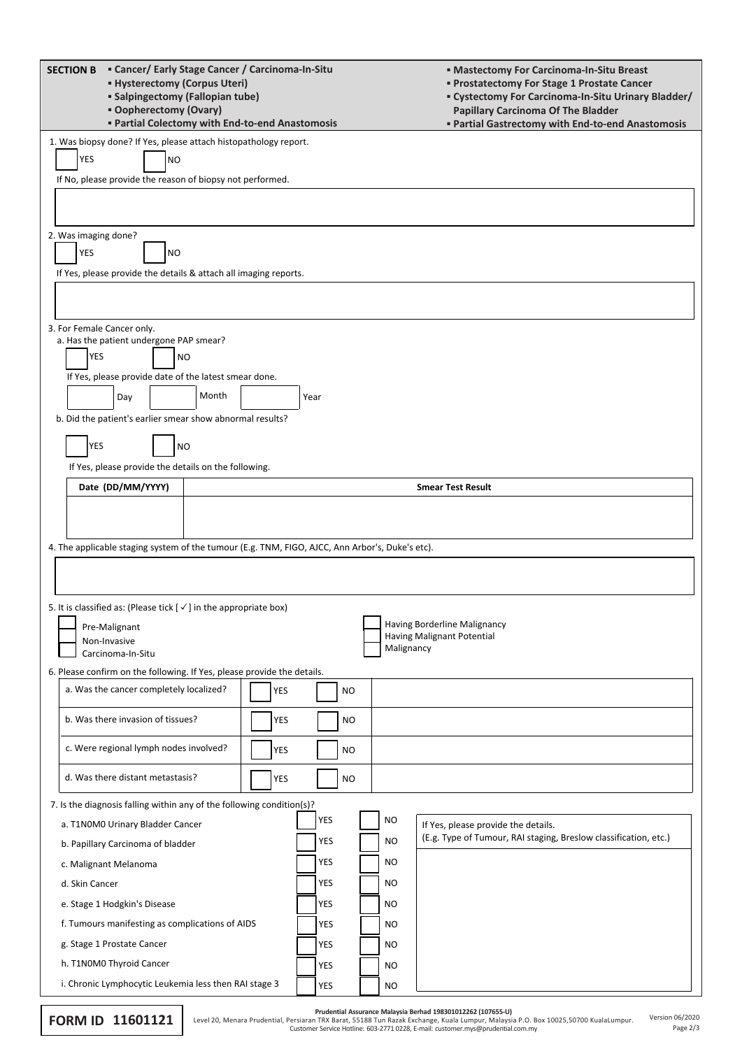## SECTION B

- Cancer/ Early Stage Cancer / Carcinoma-In-Situ
- Hysterectomy (Corpus Uteri)
- Salpingectomy (Fallopian tube)
- Oopherectomy (Ovary)
- Partial Colectomy with End-to-end Anastomosis
- Mastectomy For Carcinoma-In-Situ Breast
- Prostatectomy For Stage 1 Prostate Cancer
- Cystectomy For Carcinoma-In-Situ Urinary Bladder/ Papillary Carcinoma Of The Bladder
- Partial Gastrectomy with End-to-end Anastomosis

1. Was biopsy done? If Yes, please attach histopathology report.

☐ YES ☐ NO

If No, please provide the reason of biopsy not performed.

2. Was imaging done?

☐ YES ☐ NO

If Yes, please provide the details & attach all imaging reports.

3. For Female Cancer only.

a. Has the patient undergone PAP smear?

☐ YES ☐ NO

If Yes, please provide date of the latest smear done.

Day ____ Month ____ Year ____

b. Did the patient's earlier smear show abnormal results?

☐ YES ☐ NO

If Yes, please provide the details on the following.

| Date (DD/MM/YYYY) | Smear Test Result |
|---|---|
| | |

4. The applicable staging system of the tumour (E.g. TNM, FIGO, AJCC, Ann Arbor's, Duke's etc).

5. It is classified as: (Please tick [ ✓ ] in the appropriate box)

☐ Pre-Malignant
☐ Non-Invasive
☐ Carcinoma-In-Situ
☐ Having Borderline Malignancy
☐ Having Malignant Potential
☐ Malignancy

6. Please confirm on the following. If Yes, please provide the details.

| | | |
|---|---|---|
| a. Was the cancer completely localized? | ☐ YES ☐ NO | |
| b. Was there invasion of tissues? | ☐ YES ☐ NO | |
| c. Were regional lymph nodes involved? | ☐ YES ☐ NO | |
| d. Was there distant metastasis? | ☐ YES ☐ NO | |

7. Is the diagnosis falling within any of the following condition(s)?

| Condition | YES | NO | If Yes, please provide the details. (E.g. Type of Tumour, RAI staging, Breslow classification, etc.) |
|---|---|---|---|
| a. T1N0M0 Urinary Bladder Cancer | ☐ | ☐ | |
| b. Papillary Carcinoma of bladder | ☐ | ☐ | |
| c. Malignant Melanoma | ☐ | ☐ | |
| d. Skin Cancer | ☐ | ☐ | |
| e. Stage 1 Hodgkin's Disease | ☐ | ☐ | |
| f. Tumours manifesting as complications of AIDS | ☐ | ☐ | |
| g. Stage 1 Prostate Cancer | ☐ | ☐ | |
| h. T1N0M0 Thyroid Cancer | ☐ | ☐ | |
| i. Chronic Lymphocytic Leukemia less then RAI stage 3 | ☐ | ☐ | |

**FORM ID 11601121**

**Prudential Assurance Malaysia Berhad 198301012262 (107655-U)**
Level 20, Menara Prudential, Persiaran TRX Barat, 55188 Tun Razak Exchange, Kuala Lumpur, Malaysia P.O. Box 10025,50700 KualaLumpur.
Customer Service Hotline: 603-2771 0228, E-mail: customer.mys@prudential.com.my

Version 06/2020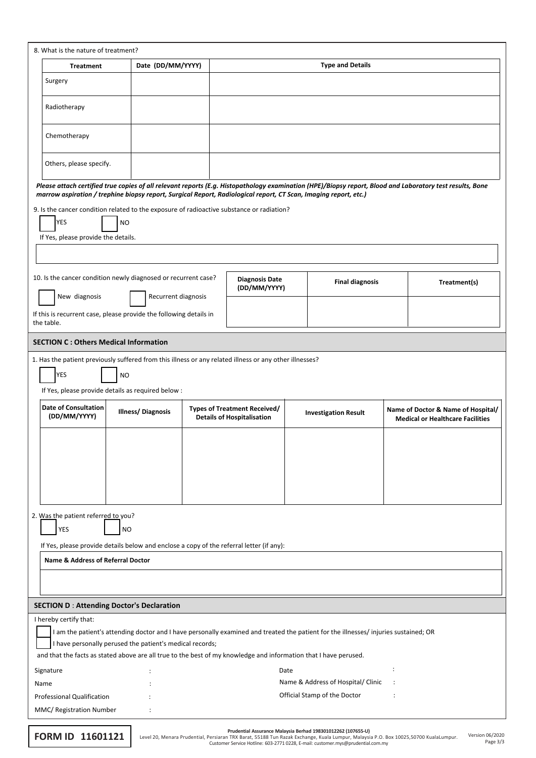8. What is the nature of treatment?

| Treatment | Date (DD/MM/YYYY) | Type and Details |
|---|---|---|
| Surgery | | |
| Radiotherapy | | |
| Chemotherapy | | |
| Others, please specify. | | |

***Please attach certified true copies of all relevant reports (E.g. Histopathology examination (HPE)/Biopsy report, Blood and Laboratory test results, Bone marrow aspiration / trephine biopsy report, Surgical Report, Radiological report, CT Scan, Imaging report, etc.)***

9. Is the cancer condition related to the exposure of radioactive substance or radiation?

☐ YES ☐ NO

If Yes, please provide the details.

10. Is the cancer condition newly diagnosed or recurrent case?

☐ New diagnosis ☐ Recurrent diagnosis

If this is recurrent case, please provide the following details in the table.

| Diagnosis Date (DD/MM/YYYY) | Final diagnosis | Treatment(s) |
|---|---|---|
| | | |

## SECTION C : Others Medical Information

1. Has the patient previously suffered from this illness or any related illness or any other illnesses?

☐ YES ☐ NO

If Yes, please provide details as required below :

| Date of Consultation (DD/MM/YYYY) | Illness/ Diagnosis | Types of Treatment Received/ Details of Hospitalisation | Investigation Result | Name of Doctor & Name of Hospital/ Medical or Healthcare Facilities |
|---|---|---|---|---|
| | | | | |

2. Was the patient referred to you?

☐ YES ☐ NO

If Yes, please provide details below and enclose a copy of the referral letter (if any):

| Name & Address of Referral Doctor |
|---|
| |

## SECTION D : Attending Doctor's Declaration

I hereby certify that:

☐ I am the patient's attending doctor and I have personally examined and treated the patient for the illnesses/ injuries sustained; OR

☐ I have personally perused the patient's medical records;

and that the facts as stated above are all true to the best of my knowledge and information that I have perused.

Signature :

Name :

Professional Qualification :

MMC/ Registration Number :

Date :

Name & Address of Hospital/ Clinic :

Official Stamp of the Doctor :

**FORM ID 11601121**

**Prudential Assurance Malaysia Berhad 198301012262 (107655-U)**
Level 20, Menara Prudential, Persiaran TRX Barat, 55188 Tun Razak Exchange, Kuala Lumpur, Malaysia P.O. Box 10025,50700 KualaLumpur.
Customer Service Hotline: 603-2771 0228, E-mail: customer.mys@prudential.com.my

Version 06/2020